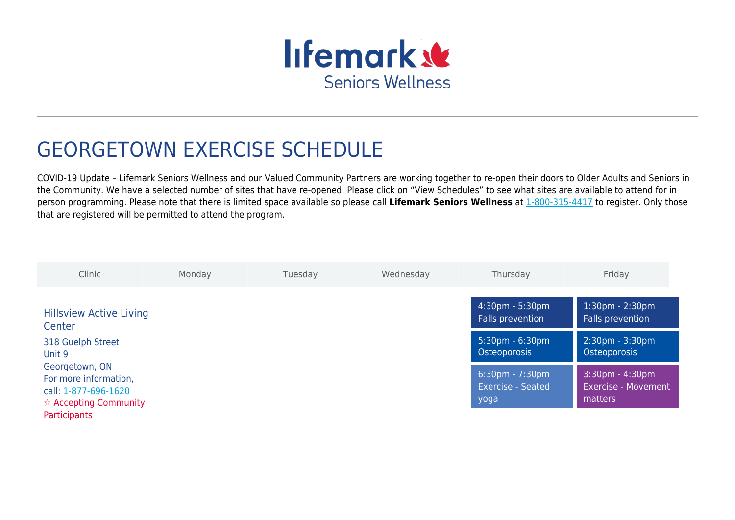lifemark
Seniors Wellness

# GEORGETOWN EXERCISE SCHEDULE

COVID-19 Update – Lifemark Seniors Wellness and our Valued Community Partners are working together to re-open their doors to Older Adults and Seniors in the Community. We have a selected number of sites that have re-opened. Please click on "View Schedules" to see what sites are available to attend for in person programming. Please note that there is limited space available so please call **Lifemark Seniors Wellness** at 1-800-315-4417 to register. Only those that are registered will be permitted to attend the program.

| Clinic | Monday | Tuesday | Wednesday | Thursday | Friday |
| --- | --- | --- | --- | --- | --- |
| Hillsview Active Living Center<br>318 Guelph Street<br>Unit 9<br>Georgetown, ON<br>For more information, call: 1-877-696-1620<br>☆ Accepting Community Participants | | | | 4:30pm - 5:30pm Falls prevention<br>5:30pm - 6:30pm Osteoporosis<br>6:30pm - 7:30pm Exercise - Seated yoga | 1:30pm - 2:30pm Falls prevention<br>2:30pm - 3:30pm Osteoporosis<br>3:30pm - 4:30pm Exercise - Movement matters |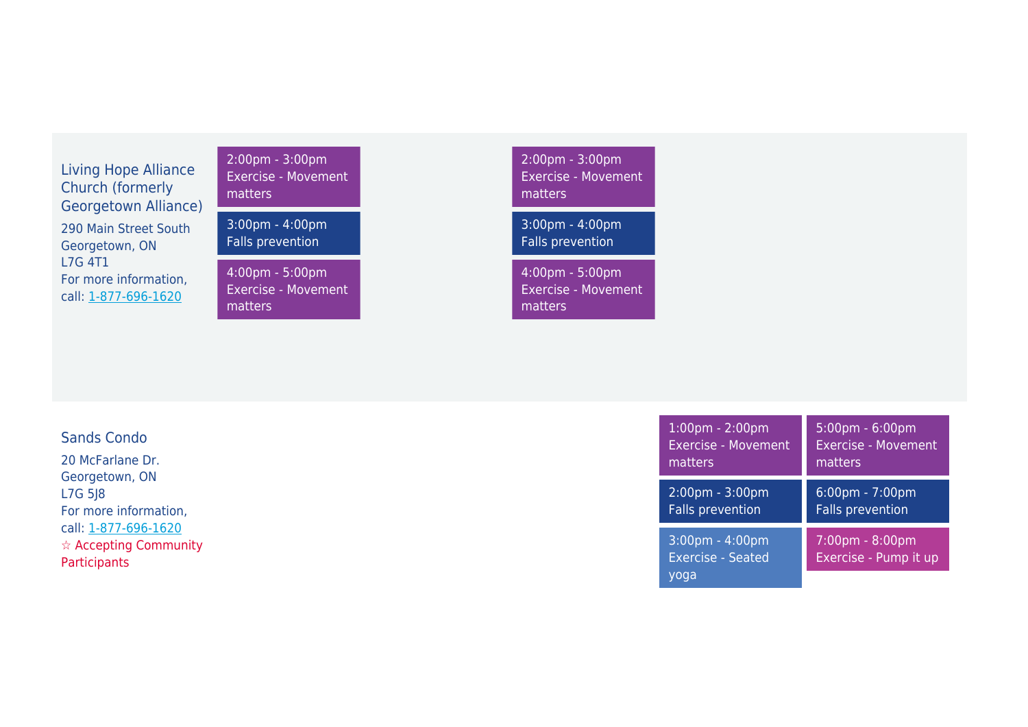| | | | | | |
|---|---|---|---|---|---|
| Living Hope Alliance Church (formerly Georgetown Alliance)<br>290 Main Street South<br>Georgetown, ON<br>L7G 4T1<br>For more information, call: 1-877-696-1620 | 2:00pm - 3:00pm<br>Exercise - Movement matters<br><br>3:00pm - 4:00pm<br>Falls prevention<br><br>4:00pm - 5:00pm<br>Exercise - Movement matters | | 2:00pm - 3:00pm<br>Exercise - Movement matters<br><br>3:00pm - 4:00pm<br>Falls prevention<br><br>4:00pm - 5:00pm<br>Exercise - Movement matters | | |
| Sands Condo<br>20 McFarlane Dr.<br>Georgetown, ON<br>L7G 5J8<br>For more information, call: 1-877-696-1620<br>☆ Accepting Community Participants | | | | 1:00pm - 2:00pm<br>Exercise - Movement matters<br><br>2:00pm - 3:00pm<br>Falls prevention<br><br>3:00pm - 4:00pm<br>Exercise - Seated yoga | 5:00pm - 6:00pm<br>Exercise - Movement matters<br><br>6:00pm - 7:00pm<br>Falls prevention<br><br>7:00pm - 8:00pm<br>Exercise - Pump it up |